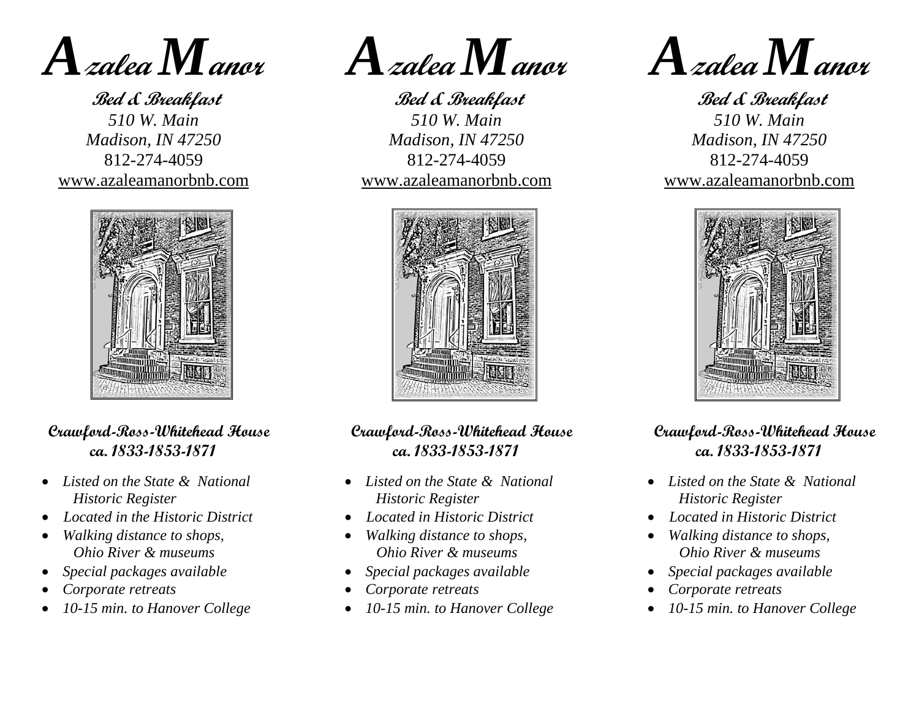# Azalea Manor

**Bed & Breakfast**

*510 W. Main*
*Madison, IN 47250*
812-274-4059
www.azaleamanorbnb.com

**Crawford-Ross-Whitehead House**
***ca. 1833-1853-1871***

- *Listed on the State & National Historic Register*
- *Located in the Historic District*
- *Walking distance to shops, Ohio River & museums*
- *Special packages available*
- *Corporate retreats*
- *10-15 min. to Hanover College*

# Azalea Manor

**Bed & Breakfast**

*510 W. Main*
*Madison, IN 47250*
812-274-4059
www.azaleamanorbnb.com

**Crawford-Ross-Whitehead House**
***ca. 1833-1853-1871***

- *Listed on the State & National Historic Register*
- *Located in Historic District*
- *Walking distance to shops, Ohio River & museums*
- *Special packages available*
- *Corporate retreats*
- *10-15 min. to Hanover College*

# Azalea Manor

**Bed & Breakfast**

*510 W. Main*
*Madison, IN 47250*
812-274-4059
www.azaleamanorbnb.com

**Crawford-Ross-Whitehead House**
***ca. 1833-1853-1871***

- *Listed on the State & National Historic Register*
- *Located in Historic District*
- *Walking distance to shops, Ohio River & museums*
- *Special packages available*
- *Corporate retreats*
- *10-15 min. to Hanover College*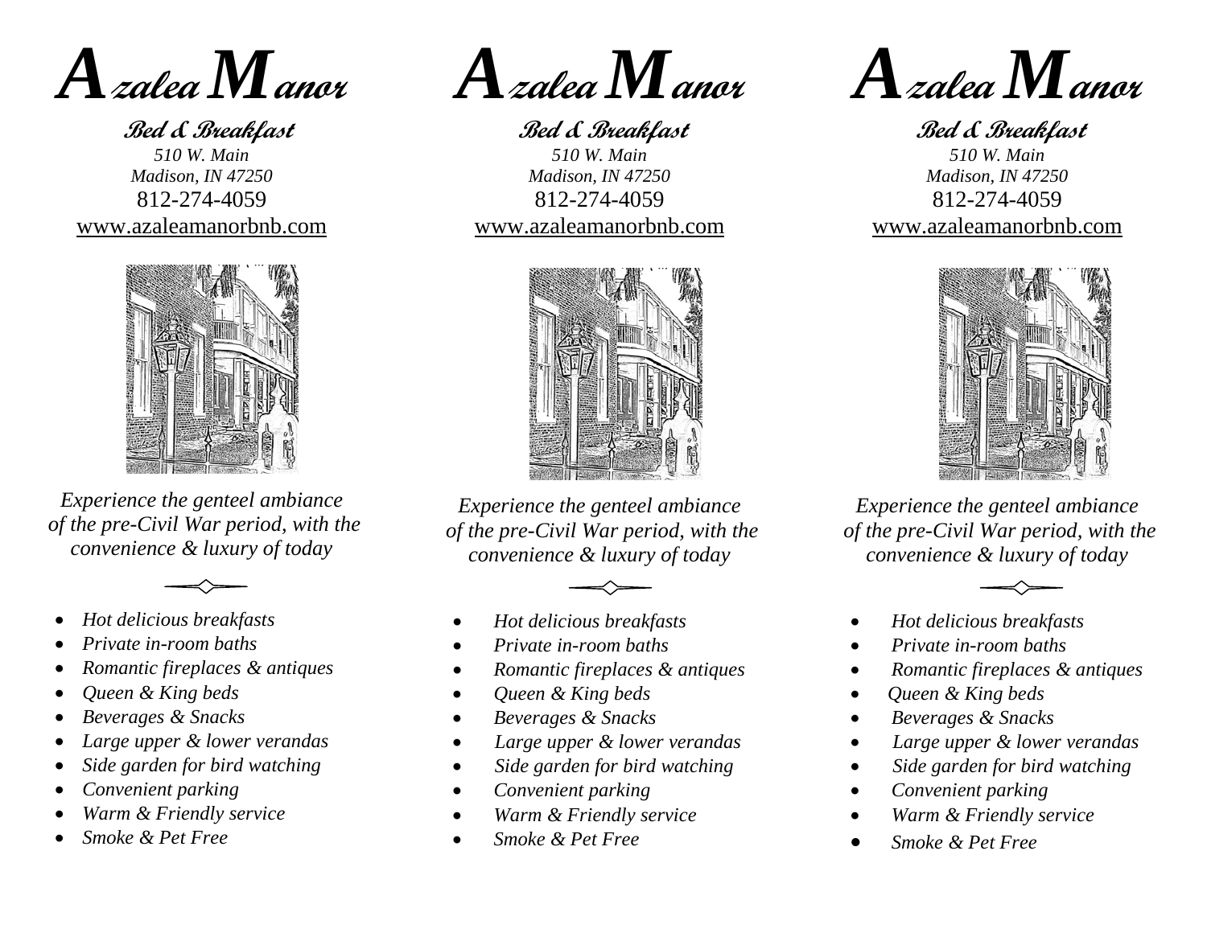# Azalea Manor

**Bed & Breakfast**

*510 W. Main*
*Madison, IN 47250*
812-274-4059
www.azaleamanorbnb.com

*Experience the genteel ambiance of the pre-Civil War period, with the convenience & luxury of today*

- *Hot delicious breakfasts*
- *Private in-room baths*
- *Romantic fireplaces & antiques*
- *Queen & King beds*
- *Beverages & Snacks*
- *Large upper & lower verandas*
- *Side garden for bird watching*
- *Convenient parking*
- *Warm & Friendly service*
- *Smoke & Pet Free*

# Azalea Manor

**Bed & Breakfast**

*510 W. Main*
*Madison, IN 47250*
812-274-4059
www.azaleamanorbnb.com

*Experience the genteel ambiance of the pre-Civil War period, with the convenience & luxury of today*

- *Hot delicious breakfasts*
- *Private in-room baths*
- *Romantic fireplaces & antiques*
- *Queen & King beds*
- *Beverages & Snacks*
- *Large upper & lower verandas*
- *Side garden for bird watching*
- *Convenient parking*
- *Warm & Friendly service*
- *Smoke & Pet Free*

# Azalea Manor

**Bed & Breakfast**

*510 W. Main*
*Madison, IN 47250*
812-274-4059
www.azaleamanorbnb.com

*Experience the genteel ambiance of the pre-Civil War period, with the convenience & luxury of today*

- *Hot delicious breakfasts*
- *Private in-room baths*
- *Romantic fireplaces & antiques*
- *Queen & King beds*
- *Beverages & Snacks*
- *Large upper & lower verandas*
- *Side garden for bird watching*
- *Convenient parking*
- *Warm & Friendly service*
- *Smoke & Pet Free*